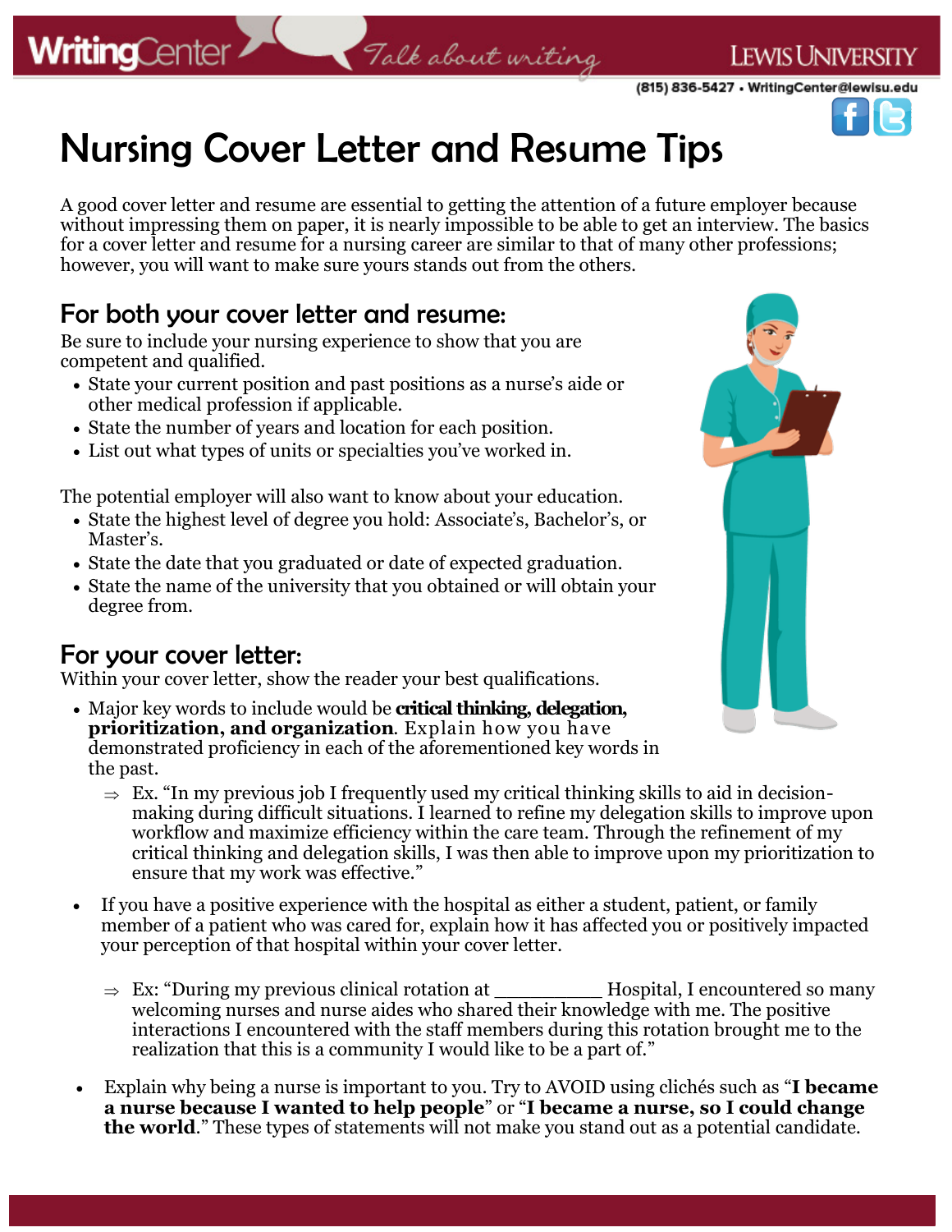# Nursing Cover Letter and Resume Tips

A good cover letter and resume are essential to getting the attention of a future employer because without impressing them on paper, it is nearly impossible to be able to get an interview. The basics for a cover letter and resume for a nursing career are similar to that of many other professions; however, you will want to make sure yours stands out from the others.

## For both your cover letter and resume:

Be sure to include your nursing experience to show that you are competent and qualified.

- State your current position and past positions as a nurse's aide or other medical profession if applicable.
- State the number of years and location for each position.
- List out what types of units or specialties you've worked in.

The potential employer will also want to know about your education.

- State the highest level of degree you hold: Associate's, Bachelor's, or Master's.
- State the date that you graduated or date of expected graduation.
- State the name of the university that you obtained or will obtain your degree from.

## For your cover letter:

Within your cover letter, show the reader your best qualifications.

- Major key words to include would be **critical thinking, delegation, prioritization, and organization**. Explain how you have demonstrated proficiency in each of the aforementioned key words in the past.
  - ⇒ Ex. "In my previous job I frequently used my critical thinking skills to aid in decision-making during difficult situations. I learned to refine my delegation skills to improve upon workflow and maximize efficiency within the care team. Through the refinement of my critical thinking and delegation skills, I was then able to improve upon my prioritization to ensure that my work was effective."
- If you have a positive experience with the hospital as either a student, patient, or family member of a patient who was cared for, explain how it has affected you or positively impacted your perception of that hospital within your cover letter.
  - ⇒ Ex: "During my previous clinical rotation at __________ Hospital, I encountered so many welcoming nurses and nurse aides who shared their knowledge with me. The positive interactions I encountered with the staff members during this rotation brought me to the realization that this is a community I would like to be a part of."
- Explain why being a nurse is important to you. Try to AVOID using clichés such as "**I became a nurse because I wanted to help people**" or "**I became a nurse, so I could change the world**." These types of statements will not make you stand out as a potential candidate.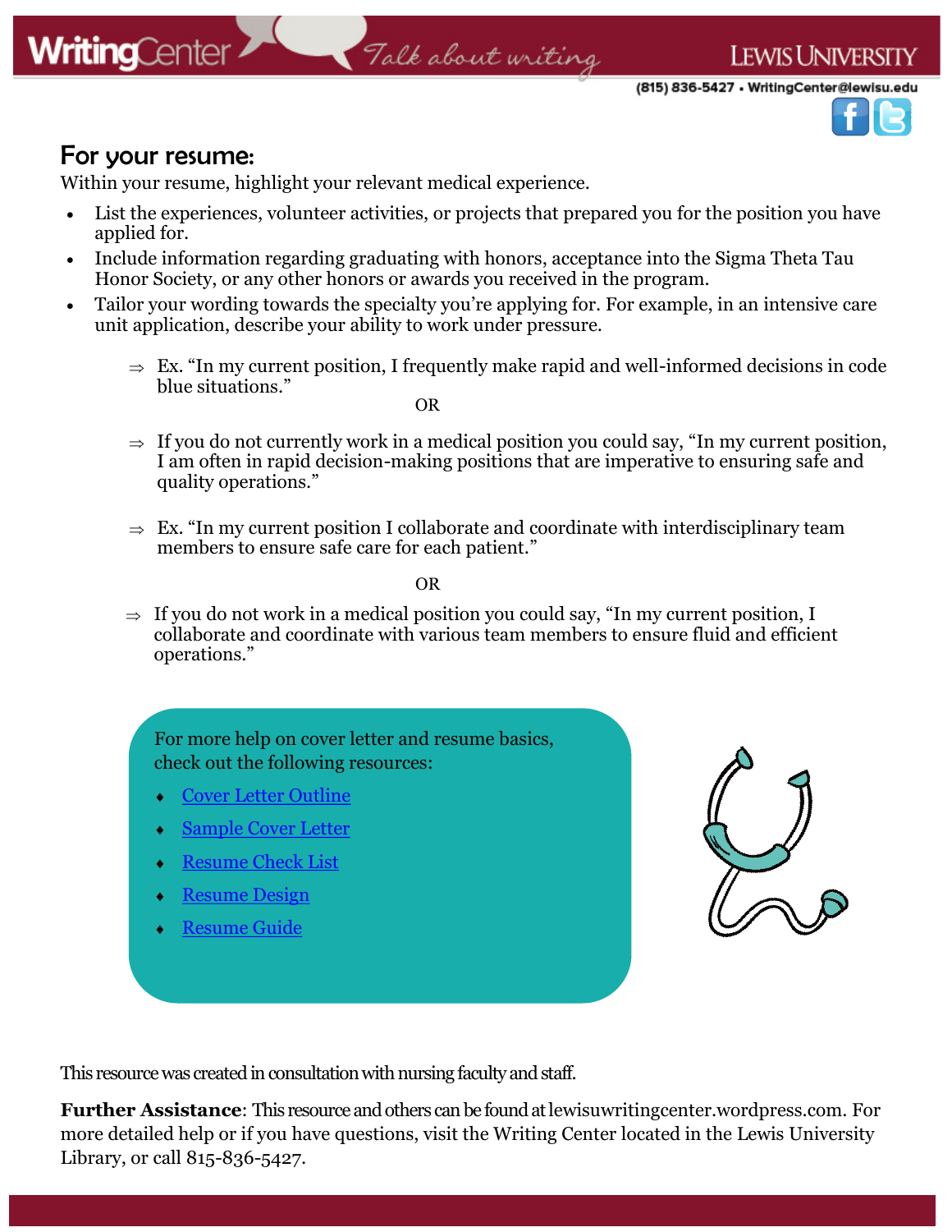## For your resume:

Within your resume, highlight your relevant medical experience.

- List the experiences, volunteer activities, or projects that prepared you for the position you have applied for.
- Include information regarding graduating with honors, acceptance into the Sigma Theta Tau Honor Society, or any other honors or awards you received in the program.
- Tailor your wording towards the specialty you're applying for. For example, in an intensive care unit application, describe your ability to work under pressure.

⇒ Ex. "In my current position, I frequently make rapid and well-informed decisions in code blue situations."

OR

⇒ If you do not currently work in a medical position you could say, "In my current position, I am often in rapid decision-making positions that are imperative to ensuring safe and quality operations."

⇒ Ex. "In my current position I collaborate and coordinate with interdisciplinary team members to ensure safe care for each patient."

OR

⇒ If you do not work in a medical position you could say, "In my current position, I collaborate and coordinate with various team members to ensure fluid and efficient operations."

For more help on cover letter and resume basics, check out the following resources:

- Cover Letter Outline
- Sample Cover Letter
- Resume Check List
- Resume Design
- Resume Guide

This resource was created in consultation with nursing faculty and staff.

**Further Assistance**: This resource and others can be found at lewisuwritingcenter.wordpress.com. For more detailed help or if you have questions, visit the Writing Center located in the Lewis University Library, or call 815-836-5427.